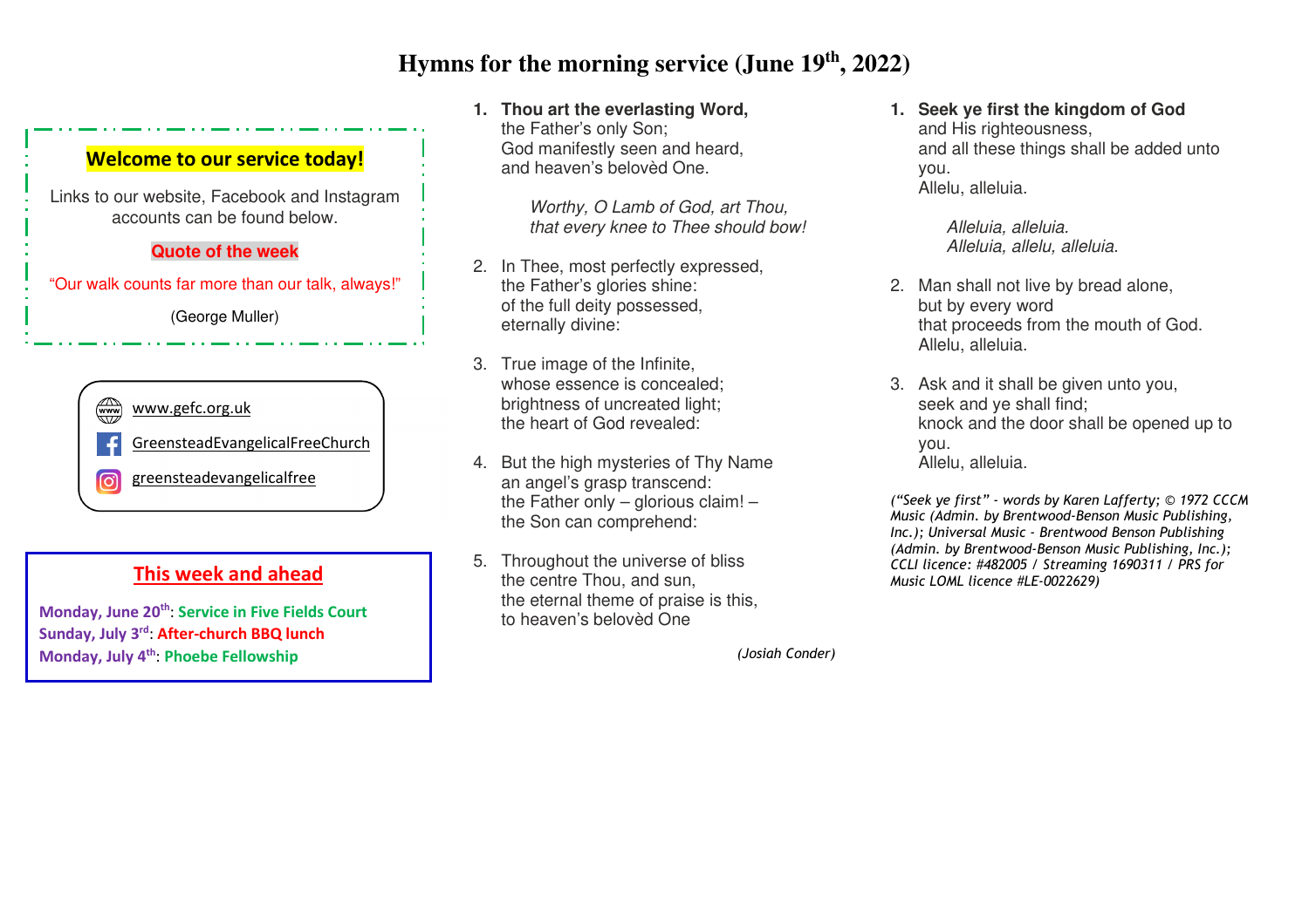# Hymns for the morning service (June 19th, 2022)

**Welcome to our service today!**

Links to our website, Facebook and Instagram accounts can be found below.

**Quote of the week**

"Our walk counts far more than our talk, always!"

(George Muller)

www.gefc.org.uk

GreensteadEvangelicalFreeChurch

greensteadevangelicalfree

## This week and ahead

**Monday, June 20th**: **Service in Five Fields Court**
**Sunday, July 3rd**: **After-church BBQ lunch**
**Monday, July 4th**: **Phoebe Fellowship**

1. **Thou art the everlasting Word,**
   the Father's only Son;
   God manifestly seen and heard,
   and heaven's belovèd One.

   *Worthy, O Lamb of God, art Thou,*
   *that every knee to Thee should bow!*

2. In Thee, most perfectly expressed,
   the Father's glories shine:
   of the full deity possessed,
   eternally divine:

3. True image of the Infinite,
   whose essence is concealed;
   brightness of uncreated light;
   the heart of God revealed:

4. But the high mysteries of Thy Name
   an angel's grasp transcend:
   the Father only – glorious claim! –
   the Son can comprehend:

5. Throughout the universe of bliss
   the centre Thou, and sun,
   the eternal theme of praise is this,
   to heaven's belovèd One

*(Josiah Conder)*

1. **Seek ye first the kingdom of God**
   and His righteousness,
   and all these things shall be added unto you.
   Allelu, alleluia.

   *Alleluia, alleluia.*
   *Alleluia, allelu, alleluia.*

2. Man shall not live by bread alone,
   but by every word
   that proceeds from the mouth of God.
   Allelu, alleluia.

3. Ask and it shall be given unto you,
   seek and ye shall find;
   knock and the door shall be opened up to you.
   Allelu, alleluia.

*("Seek ye first" - words by Karen Lafferty; © 1972 CCCM Music (Admin. by Brentwood-Benson Music Publishing, Inc.); Universal Music - Brentwood Benson Publishing (Admin. by Brentwood-Benson Music Publishing, Inc.); CCLI licence: #482005 / Streaming 1690311 / PRS for Music LOML licence #LE-0022629)*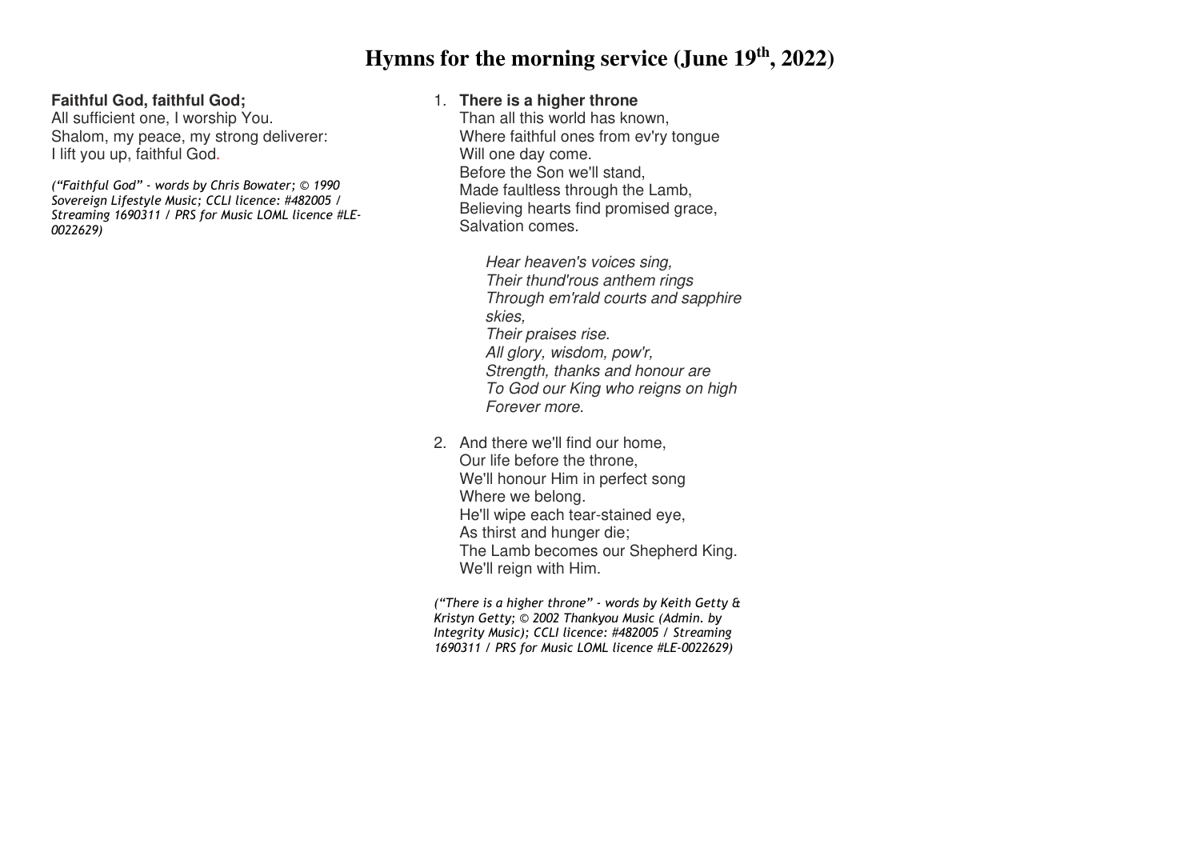# Hymns for the morning service (June 19th, 2022)

**Faithful God, faithful God;**
All sufficient one, I worship You.
Shalom, my peace, my strong deliverer:
I lift you up, faithful God.

*("Faithful God" - words by Chris Bowater; © 1990 Sovereign Lifestyle Music; CCLI licence: #482005 / Streaming 1690311 / PRS for Music LOML licence #LE-0022629)*

1. **There is a higher throne**
   Than all this world has known,
   Where faithful ones from ev'ry tongue
   Will one day come.
   Before the Son we'll stand,
   Made faultless through the Lamb,
   Believing hearts find promised grace,
   Salvation comes.

   *Hear heaven's voices sing,*
   *Their thund'rous anthem rings*
   *Through em'rald courts and sapphire skies,*
   *Their praises rise.*
   *All glory, wisdom, pow'r,*
   *Strength, thanks and honour are*
   *To God our King who reigns on high*
   *Forever more.*

2. And there we'll find our home,
   Our life before the throne,
   We'll honour Him in perfect song
   Where we belong.
   He'll wipe each tear-stained eye,
   As thirst and hunger die;
   The Lamb becomes our Shepherd King.
   We'll reign with Him.

*("There is a higher throne" - words by Keith Getty & Kristyn Getty; © 2002 Thankyou Music (Admin. by Integrity Music); CCLI licence: #482005 / Streaming 1690311 / PRS for Music LOML licence #LE-0022629)*